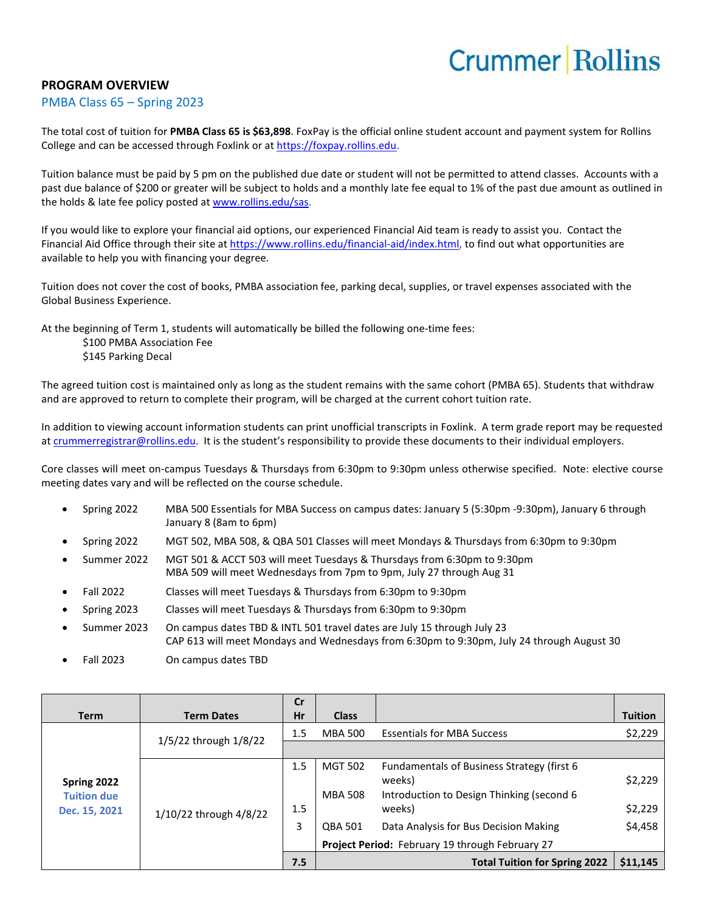Crummer | Rollins

## PROGRAM OVERVIEW

### PMBA Class 65 – Spring 2023

The total cost of tuition for **PMBA Class 65 is $63,898**. FoxPay is the official online student account and payment system for Rollins College and can be accessed through Foxlink or at https://foxpay.rollins.edu.

Tuition balance must be paid by 5 pm on the published due date or student will not be permitted to attend classes. Accounts with a past due balance of $200 or greater will be subject to holds and a monthly late fee equal to 1% of the past due amount as outlined in the holds & late fee policy posted at www.rollins.edu/sas.

If you would like to explore your financial aid options, our experienced Financial Aid team is ready to assist you. Contact the Financial Aid Office through their site at https://www.rollins.edu/financial-aid/index.html, to find out what opportunities are available to help you with financing your degree.

Tuition does not cover the cost of books, PMBA association fee, parking decal, supplies, or travel expenses associated with the Global Business Experience.

At the beginning of Term 1, students will automatically be billed the following one-time fees:
$100 PMBA Association Fee
$145 Parking Decal

The agreed tuition cost is maintained only as long as the student remains with the same cohort (PMBA 65). Students that withdraw and are approved to return to complete their program, will be charged at the current cohort tuition rate.

In addition to viewing account information students can print unofficial transcripts in Foxlink. A term grade report may be requested at crummerregistrar@rollins.edu. It is the student's responsibility to provide these documents to their individual employers.

Core classes will meet on-campus Tuesdays & Thursdays from 6:30pm to 9:30pm unless otherwise specified. Note: elective course meeting dates vary and will be reflected on the course schedule.

- Spring 2022 — MBA 500 Essentials for MBA Success on campus dates: January 5 (5:30pm -9:30pm), January 6 through January 8 (8am to 6pm)
- Spring 2022 — MGT 502, MBA 508, & QBA 501 Classes will meet Mondays & Thursdays from 6:30pm to 9:30pm
- Summer 2022 — MGT 501 & ACCT 503 will meet Tuesdays & Thursdays from 6:30pm to 9:30pm
  MBA 509 will meet Wednesdays from 7pm to 9pm, July 27 through Aug 31
- Fall 2022 — Classes will meet Tuesdays & Thursdays from 6:30pm to 9:30pm
- Spring 2023 — Classes will meet Tuesdays & Thursdays from 6:30pm to 9:30pm
- Summer 2023 — On campus dates TBD & INTL 501 travel dates are July 15 through July 23
  CAP 613 will meet Mondays and Wednesdays from 6:30pm to 9:30pm, July 24 through August 30
- Fall 2023 — On campus dates TBD

| Term | Term Dates | Cr Hr | Class | | Tuition |
|---|---|---|---|---|---|
| **Spring 2022** Tuition due Dec. 15, 2021 | 1/5/22 through 1/8/22 | 1.5 | MBA 500 | Essentials for MBA Success | $2,229 |
| | 1/10/22 through 4/8/22 | 1.5 | MGT 502 | Fundamentals of Business Strategy (first 6 weeks) | $2,229 |
| | | 1.5 | MBA 508 | Introduction to Design Thinking (second 6 weeks) | $2,229 |
| | | 3 | QBA 501 | Data Analysis for Bus Decision Making | $4,458 |
| | | | **Project Period:** February 19 through February 27 | | |
| | | **7.5** | | **Total Tuition for Spring 2022** | **$11,145** |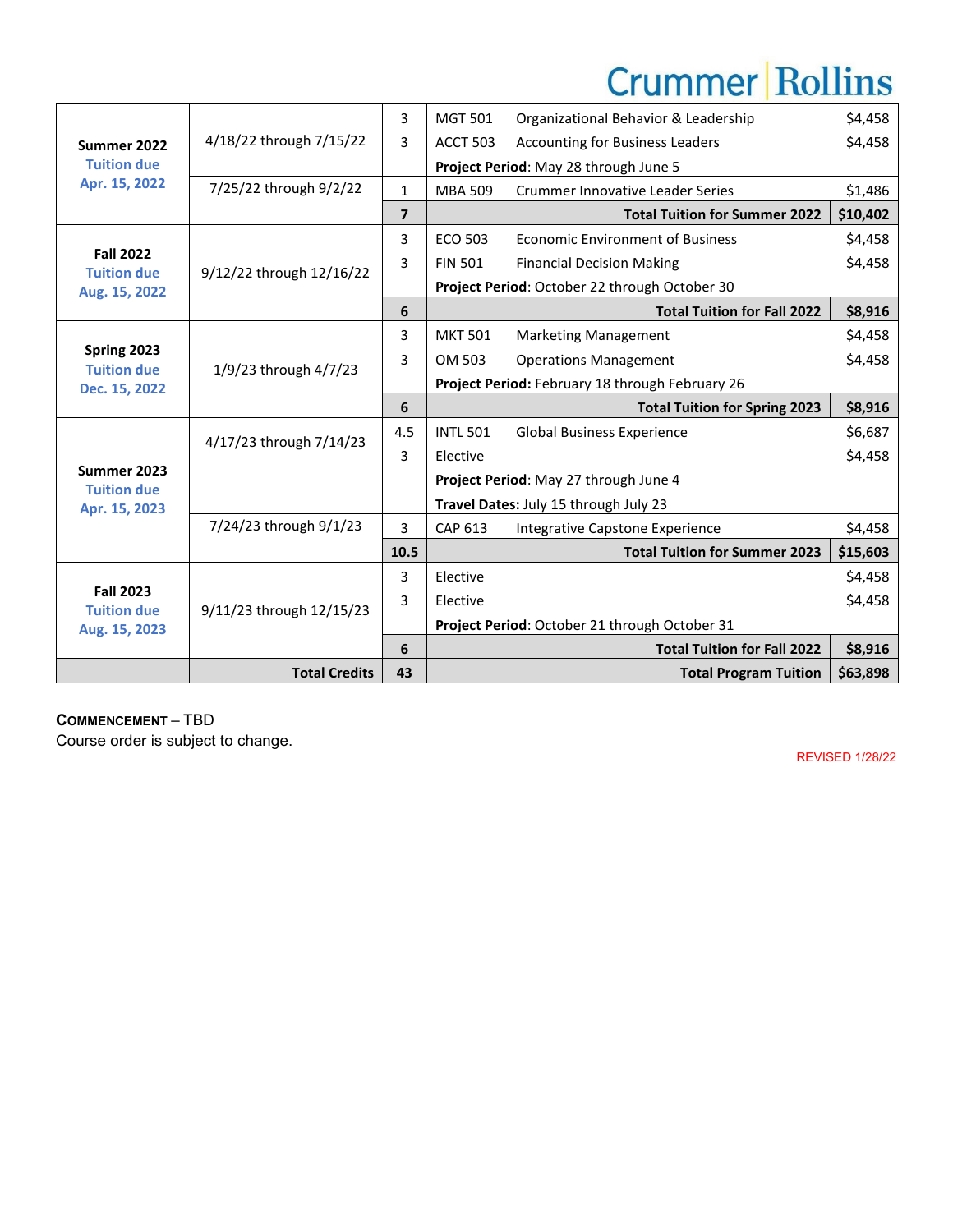Crummer | Rollins

| | | | | |
|---|---|---|---|---|
| **Summer 2022** Tuition due Apr. 15, 2022 | 4/18/22 through 7/15/22 | 3 | MGT 501 Organizational Behavior & Leadership | $4,458 |
| | | 3 | ACCT 503 Accounting for Business Leaders | $4,458 |
| | | | **Project Period**: May 28 through June 5 | |
| | 7/25/22 through 9/2/22 | 1 | MBA 509 Crummer Innovative Leader Series | $1,486 |
| | | **7** | **Total Tuition for Summer 2022** | **$10,402** |
| **Fall 2022** Tuition due Aug. 15, 2022 | 9/12/22 through 12/16/22 | 3 | ECO 503 Economic Environment of Business | $4,458 |
| | | 3 | FIN 501 Financial Decision Making | $4,458 |
| | | | **Project Period**: October 22 through October 30 | |
| | | **6** | **Total Tuition for Fall 2022** | **$8,916** |
| **Spring 2023** Tuition due Dec. 15, 2022 | 1/9/23 through 4/7/23 | 3 | MKT 501 Marketing Management | $4,458 |
| | | 3 | OM 503 Operations Management | $4,458 |
| | | | **Project Period:** February 18 through February 26 | |
| | | **6** | **Total Tuition for Spring 2023** | **$8,916** |
| **Summer 2023** Tuition due Apr. 15, 2023 | 4/17/23 through 7/14/23 | 4.5 | INTL 501 Global Business Experience | $6,687 |
| | | 3 | Elective | $4,458 |
| | | | **Project Period**: May 27 through June 4 | |
| | | | **Travel Dates:** July 15 through July 23 | |
| | 7/24/23 through 9/1/23 | 3 | CAP 613 Integrative Capstone Experience | $4,458 |
| | | **10.5** | **Total Tuition for Summer 2023** | **$15,603** |
| **Fall 2023** Tuition due Aug. 15, 2023 | 9/11/23 through 12/15/23 | 3 | Elective | $4,458 |
| | | 3 | Elective | $4,458 |
| | | | **Project Period**: October 21 through October 31 | |
| | | **6** | **Total Tuition for Fall 2022** | **$8,916** |
| | **Total Credits** | **43** | **Total Program Tuition** | **$63,898** |

**COMMENCEMENT** – TBD
Course order is subject to change.

REVISED 1/28/22